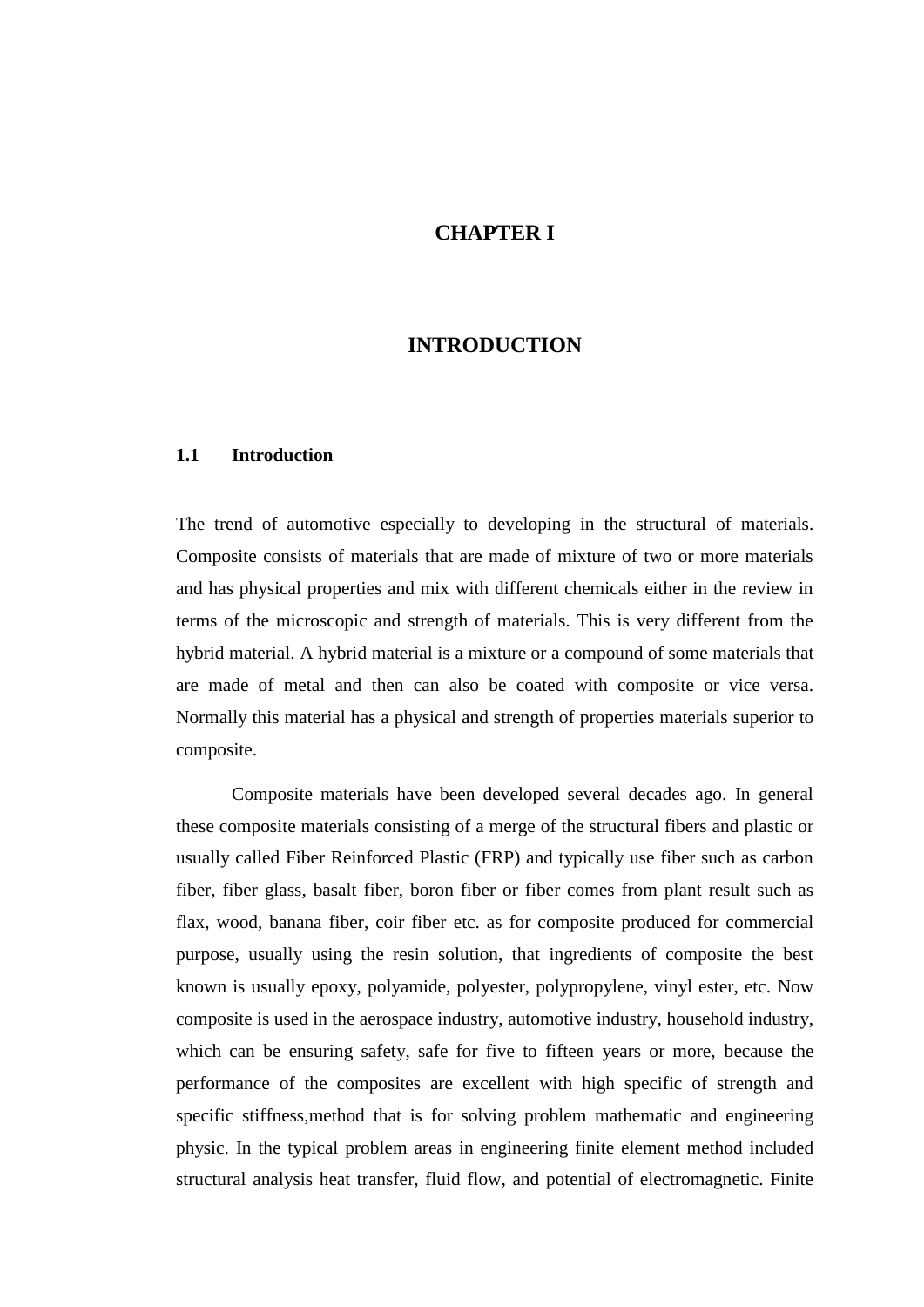# CHAPTER I

# INTRODUCTION

## 1.1 Introduction

The trend of automotive especially to developing in the structural of materials. Composite consists of materials that are made of mixture of two or more materials and has physical properties and mix with different chemicals either in the review in terms of the microscopic and strength of materials. This is very different from the hybrid material. A hybrid material is a mixture or a compound of some materials that are made of metal and then can also be coated with composite or vice versa. Normally this material has a physical and strength of properties materials superior to composite.

Composite materials have been developed several decades ago. In general these composite materials consisting of a merge of the structural fibers and plastic or usually called Fiber Reinforced Plastic (FRP) and typically use fiber such as carbon fiber, fiber glass, basalt fiber, boron fiber or fiber comes from plant result such as flax, wood, banana fiber, coir fiber etc. as for composite produced for commercial purpose, usually using the resin solution, that ingredients of composite the best known is usually epoxy, polyamide, polyester, polypropylene, vinyl ester, etc. Now composite is used in the aerospace industry, automotive industry, household industry, which can be ensuring safety, safe for five to fifteen years or more, because the performance of the composites are excellent with high specific of strength and specific stiffness,method that is for solving problem mathematic and engineering physic. In the typical problem areas in engineering finite element method included structural analysis heat transfer, fluid flow, and potential of electromagnetic. Finite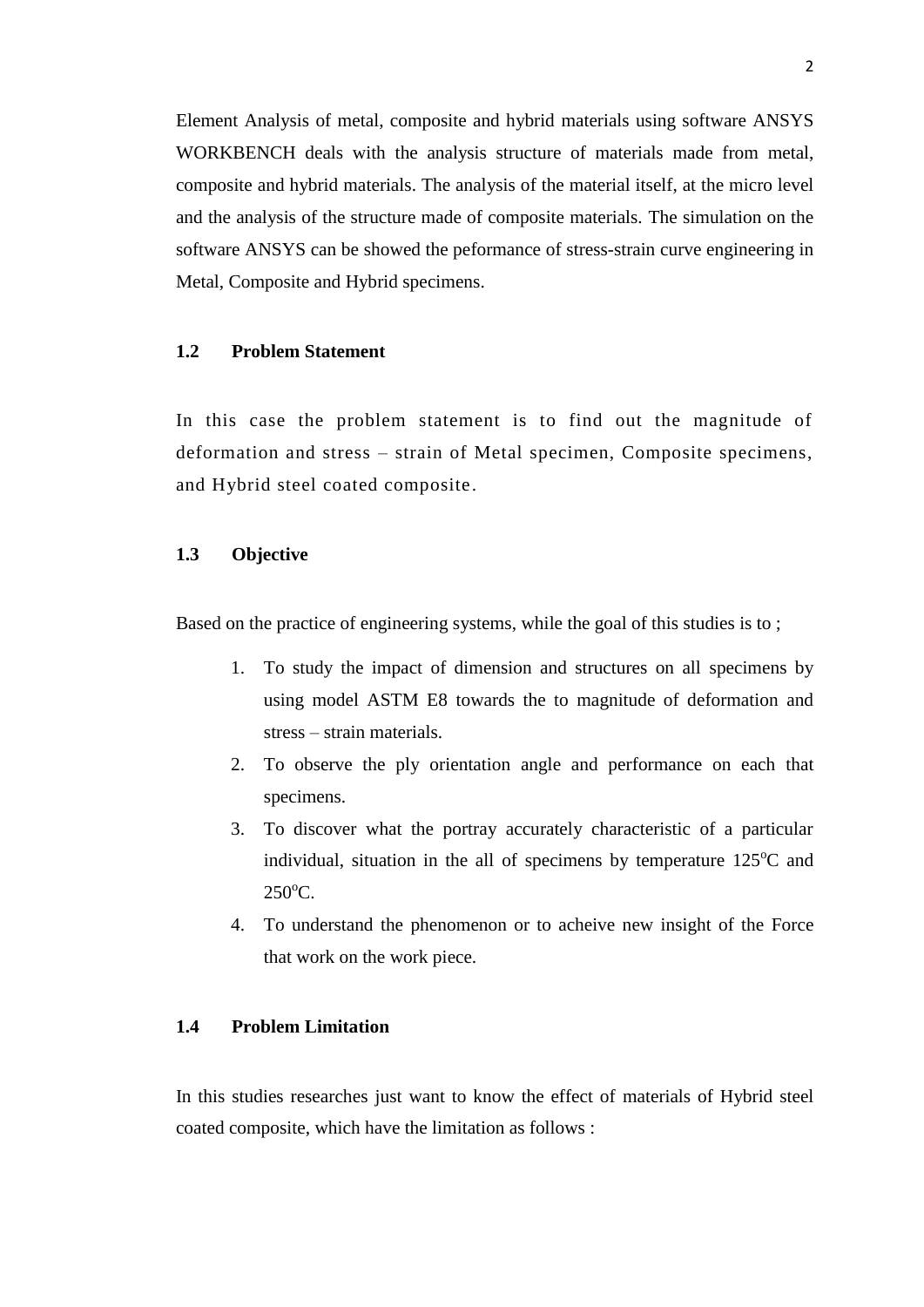Element Analysis of metal, composite and hybrid materials using software ANSYS WORKBENCH deals with the analysis structure of materials made from metal, composite and hybrid materials. The analysis of the material itself, at the micro level and the analysis of the structure made of composite materials. The simulation on the software ANSYS can be showed the peformance of stress-strain curve engineering in Metal, Composite and Hybrid specimens.

### 1.2 Problem Statement

In this case the problem statement is to find out the magnitude of deformation and stress – strain of Metal specimen, Composite specimens, and Hybrid steel coated composite.

### 1.3 Objective

Based on the practice of engineering systems, while the goal of this studies is to ;

1. To study the impact of dimension and structures on all specimens by using model ASTM E8 towards the to magnitude of deformation and stress – strain materials.
2. To observe the ply orientation angle and performance on each that specimens.
3. To discover what the portray accurately characteristic of a particular individual, situation in the all of specimens by temperature 125$^{o}$C and 250$^{o}$C.
4. To understand the phenomenon or to acheive new insight of the Force that work on the work piece.

### 1.4 Problem Limitation

In this studies researches just want to know the effect of materials of Hybrid steel coated composite, which have the limitation as follows :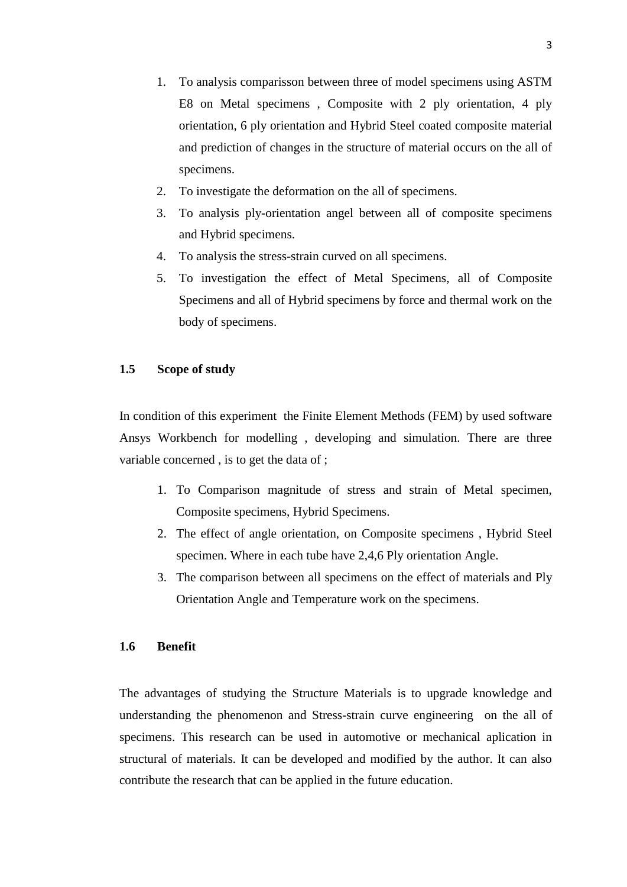1. To analysis comparisson between three of model specimens using ASTM E8 on Metal specimens , Composite with 2 ply orientation, 4 ply orientation, 6 ply orientation and Hybrid Steel coated composite material and prediction of changes in the structure of material occurs on the all of specimens.
2. To investigate the deformation on the all of specimens.
3. To analysis ply-orientation angel between all of composite specimens and Hybrid specimens.
4. To analysis the stress-strain curved on all specimens.
5. To investigation the effect of Metal Specimens, all of Composite Specimens and all of Hybrid specimens by force and thermal work on the body of specimens.

### 1.5 Scope of study

In condition of this experiment the Finite Element Methods (FEM) by used software Ansys Workbench for modelling , developing and simulation. There are three variable concerned , is to get the data of ;

1. To Comparison magnitude of stress and strain of Metal specimen, Composite specimens, Hybrid Specimens.
2. The effect of angle orientation, on Composite specimens , Hybrid Steel specimen. Where in each tube have 2,4,6 Ply orientation Angle.
3. The comparison between all specimens on the effect of materials and Ply Orientation Angle and Temperature work on the specimens.

### 1.6 Benefit

The advantages of studying the Structure Materials is to upgrade knowledge and understanding the phenomenon and Stress-strain curve engineering on the all of specimens. This research can be used in automotive or mechanical aplication in structural of materials. It can be developed and modified by the author. It can also contribute the research that can be applied in the future education.